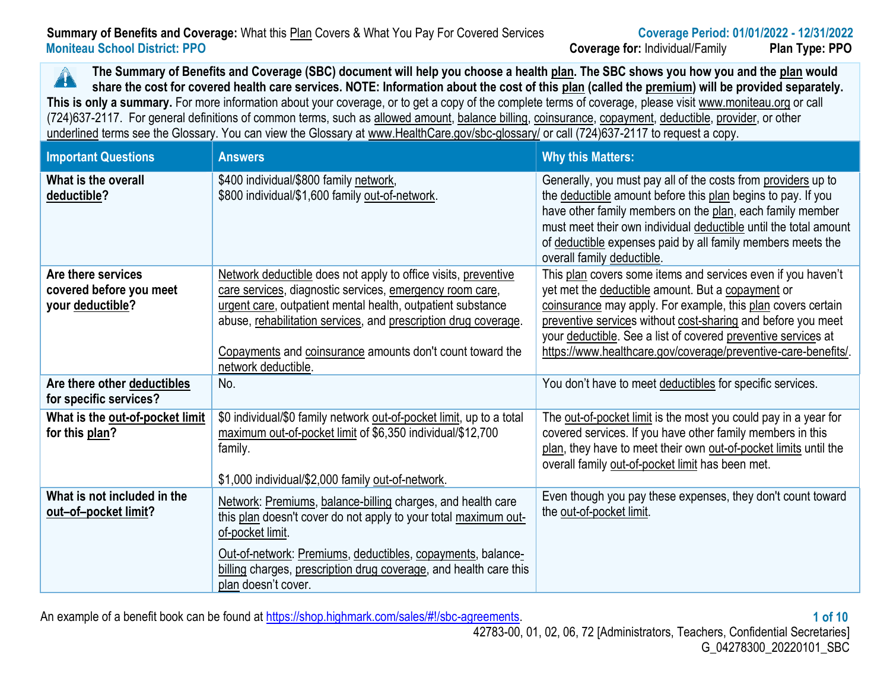**Summary of Benefits and Coverage:** What this Plan Covers & What You Pay For Covered Services

**Moniteau School District: PPO**

**Coverage Period: 01/01/2022 - 12/31/2022**

**Coverage for:** Individual/Family **Plan Type: PPO**

**The Summary of Benefits and Coverage (SBC) document will help you choose a health plan. The SBC shows you how you and the plan would share the cost for covered health care services. NOTE: Information about the cost of this plan (called the premium) will be provided separately. This is only a summary.** For more information about your coverage, or to get a copy of the complete terms of coverage, please visit www.moniteau.org or call (724)637-2117. For general definitions of common terms, such as allowed amount, balance billing, coinsurance, copayment, deductible, provider, or other underlined terms see the Glossary. You can view the Glossary at www.HealthCare.gov/sbc-glossary/ or call (724)637-2117 to request a copy.

| Important Questions | Answers | Why this Matters: |
|---|---|---|
| **What is the overall deductible?** | $400 individual/$800 family network,<br>$800 individual/$1,600 family out-of-network. | Generally, you must pay all of the costs from providers up to the deductible amount before this plan begins to pay. If you have other family members on the plan, each family member must meet their own individual deductible until the total amount of deductible expenses paid by all family members meets the overall family deductible. |
| **Are there services covered before you meet your deductible?** | Network deductible does not apply to office visits, preventive care services, diagnostic services, emergency room care, urgent care, outpatient mental health, outpatient substance abuse, rehabilitation services, and prescription drug coverage.<br><br>Copayments and coinsurance amounts don't count toward the network deductible. | This plan covers some items and services even if you haven't yet met the deductible amount. But a copayment or coinsurance may apply. For example, this plan covers certain preventive services without cost-sharing and before you meet your deductible. See a list of covered preventive services at https://www.healthcare.gov/coverage/preventive-care-benefits/. |
| **Are there other deductibles for specific services?** | No. | You don't have to meet deductibles for specific services. |
| **What is the out-of-pocket limit for this plan?** | $0 individual/$0 family network out-of-pocket limit, up to a total maximum out-of-pocket limit of $6,350 individual/$12,700 family.<br><br>$1,000 individual/$2,000 family out-of-network. | The out-of-pocket limit is the most you could pay in a year for covered services. If you have other family members in this plan, they have to meet their own out-of-pocket limits until the overall family out-of-pocket limit has been met. |
| **What is not included in the out–of–pocket limit?** | Network: Premiums, balance-billing charges, and health care this plan doesn't cover do not apply to your total maximum out-of-pocket limit.<br><br>Out-of-network: Premiums, deductibles, copayments, balance-billing charges, prescription drug coverage, and health care this plan doesn't cover. | Even though you pay these expenses, they don't count toward the out-of-pocket limit. |

An example of a benefit book can be found at https://shop.highmark.com/sales/#!/sbc-agreements.

42783-00, 01, 02, 06, 72 [Administrators, Teachers, Confidential Secretaries]
G_04278300_20220101_SBC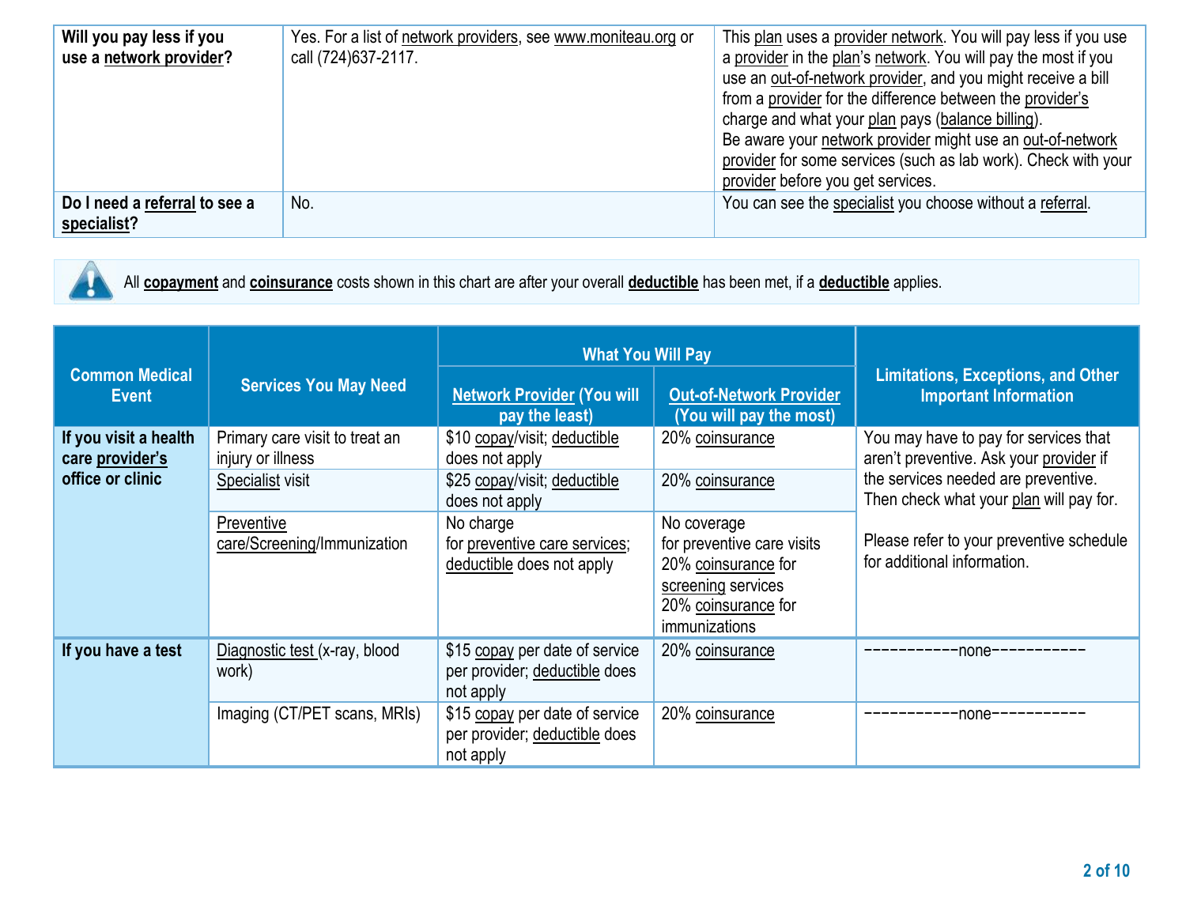| | | |
|---|---|---|
| **Will you pay less if you use a network provider?** | Yes. For a list of network providers, see www.moniteau.org or call (724)637-2117. | This plan uses a provider network. You will pay less if you use a provider in the plan's network. You will pay the most if you use an out-of-network provider, and you might receive a bill from a provider for the difference between the provider's charge and what your plan pays (balance billing). Be aware your network provider might use an out-of-network provider for some services (such as lab work). Check with your provider before you get services. |
| **Do I need a referral to see a specialist?** | No. | You can see the specialist you choose without a referral. |

All **copayment** and **coinsurance** costs shown in this chart are after your overall **deductible** has been met, if a **deductible** applies.

| Common Medical Event | Services You May Need | What You Will Pay | | Limitations, Exceptions, and Other Important Information |
|---|---|---|---|---|
| | | Network Provider (You will pay the least) | Out-of-Network Provider (You will pay the most) | |
| **If you visit a health care provider's office or clinic** | Primary care visit to treat an injury or illness | $10 copay/visit; deductible does not apply | 20% coinsurance | You may have to pay for services that aren't preventive. Ask your provider if the services needed are preventive. Then check what your plan will pay for.<br><br>Please refer to your preventive schedule for additional information. |
| | Specialist visit | $25 copay/visit; deductible does not apply | 20% coinsurance | |
| | Preventive care/Screening/Immunization | No charge for preventive care services; deductible does not apply | No coverage for preventive care visits<br>20% coinsurance for screening services<br>20% coinsurance for immunizations | |
| **If you have a test** | Diagnostic test (x-ray, blood work) | $15 copay per date of service per provider; deductible does not apply | 20% coinsurance | -----------none----------- |
| | Imaging (CT/PET scans, MRIs) | $15 copay per date of service per provider; deductible does not apply | 20% coinsurance | -----------none----------- |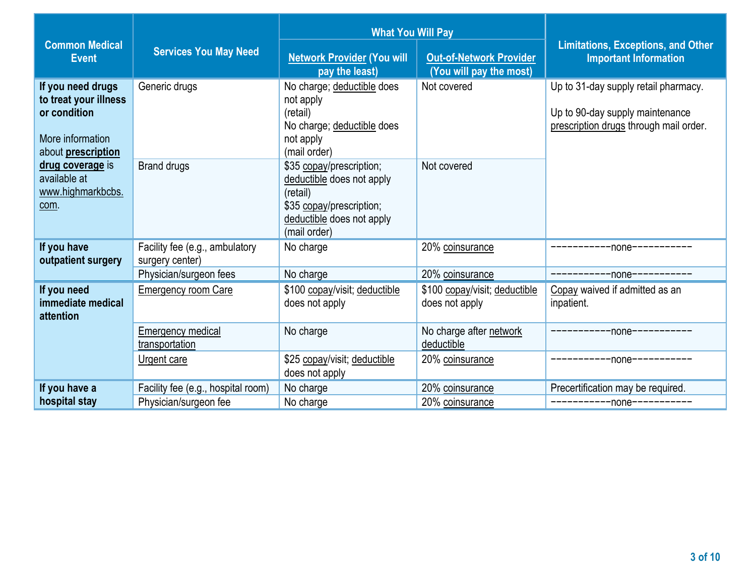| Common Medical Event | Services You May Need | What You Will Pay | | Limitations, Exceptions, and Other Important Information |
|---|---|---|---|---|
| | | Network Provider (You will pay the least) | Out-of-Network Provider (You will pay the most) | |
| **If you need drugs to treat your illness or condition**<br><br>More information about **prescription drug coverage** is available at www.highmarkbcbs.com. | Generic drugs | No charge; deductible does not apply (retail)<br>No charge; deductible does not apply (mail order) | Not covered | Up to 31-day supply retail pharmacy.<br><br>Up to 90-day supply maintenance prescription drugs through mail order. |
| | Brand drugs | $35 copay/prescription; deductible does not apply (retail)<br>$35 copay/prescription; deductible does not apply (mail order) | Not covered | |
| **If you have outpatient surgery** | Facility fee (e.g., ambulatory surgery center) | No charge | 20% coinsurance | -----------none----------- |
| | Physician/surgeon fees | No charge | 20% coinsurance | -----------none----------- |
| **If you need immediate medical attention** | Emergency room Care | $100 copay/visit; deductible does not apply | $100 copay/visit; deductible does not apply | Copay waived if admitted as an inpatient. |
| | Emergency medical transportation | No charge | No charge after network deductible | -----------none----------- |
| | Urgent care | $25 copay/visit; deductible does not apply | 20% coinsurance | -----------none----------- |
| **If you have a hospital stay** | Facility fee (e.g., hospital room) | No charge | 20% coinsurance | Precertification may be required. |
| | Physician/surgeon fee | No charge | 20% coinsurance | -----------none----------- |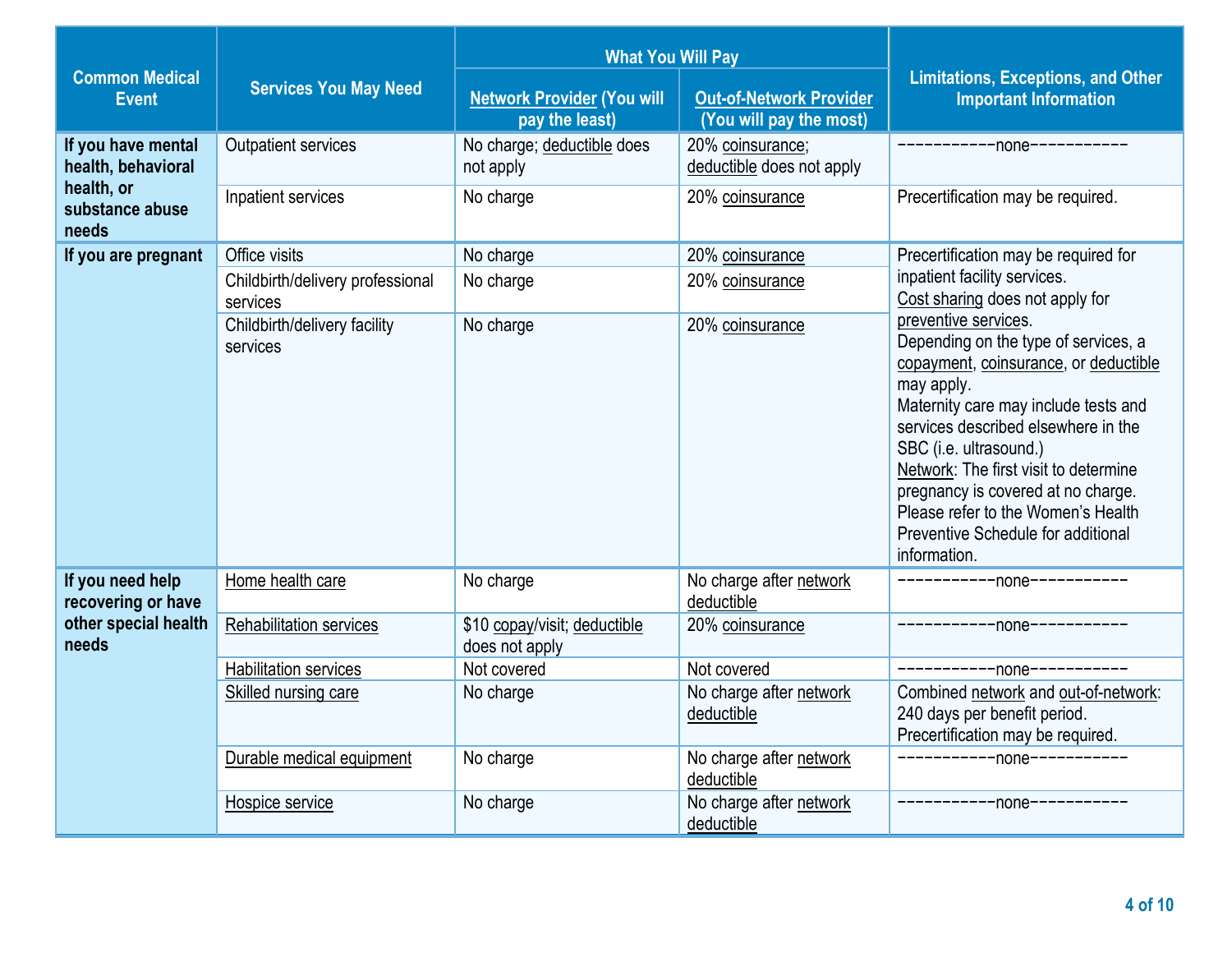| Common Medical Event | Services You May Need | What You Will Pay | | Limitations, Exceptions, and Other Important Information |
|---|---|---|---|---|
| | | Network Provider (You will pay the least) | Out-of-Network Provider (You will pay the most) | |
| If you have mental health, behavioral health, or substance abuse needs | Outpatient services | No charge; deductible does not apply | 20% coinsurance; deductible does not apply | ———————none——————— |
| | Inpatient services | No charge | 20% coinsurance | Precertification may be required. |
| If you are pregnant | Office visits | No charge | 20% coinsurance | Precertification may be required for inpatient facility services. Cost sharing does not apply for preventive services. Depending on the type of services, a copayment, coinsurance, or deductible may apply. Maternity care may include tests and services described elsewhere in the SBC (i.e. ultrasound.) Network: The first visit to determine pregnancy is covered at no charge. Please refer to the Women's Health Preventive Schedule for additional information. |
| | Childbirth/delivery professional services | No charge | 20% coinsurance | |
| | Childbirth/delivery facility services | No charge | 20% coinsurance | |
| If you need help recovering or have other special health needs | Home health care | No charge | No charge after network deductible | ———————none——————— |
| | Rehabilitation services | $10 copay/visit; deductible does not apply | 20% coinsurance | ———————none——————— |
| | Habilitation services | Not covered | Not covered | ———————none——————— |
| | Skilled nursing care | No charge | No charge after network deductible | Combined network and out-of-network: 240 days per benefit period. Precertification may be required. |
| | Durable medical equipment | No charge | No charge after network deductible | ———————none——————— |
| | Hospice service | No charge | No charge after network deductible | ———————none——————— |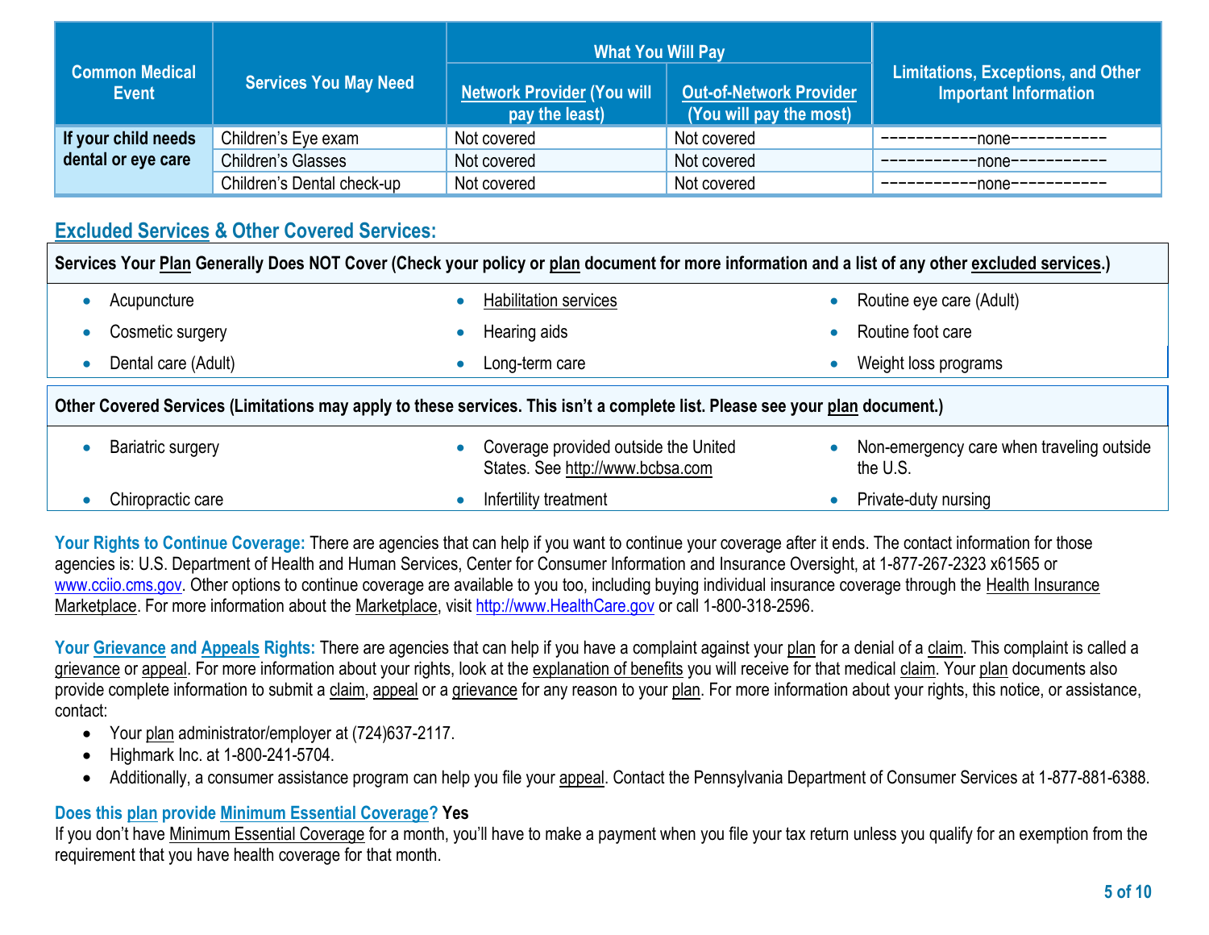| Common Medical Event | Services You May Need | What You Will Pay | | Limitations, Exceptions, and Other Important Information |
|---|---|---|---|---|
| | | Network Provider (You will pay the least) | Out-of-Network Provider (You will pay the most) | |
| If your child needs dental or eye care | Children's Eye exam | Not covered | Not covered | -----------none----------- |
| | Children's Glasses | Not covered | Not covered | -----------none----------- |
| | Children's Dental check-up | Not covered | Not covered | -----------none----------- |

## Excluded Services & Other Covered Services:

**Services Your Plan Generally Does NOT Cover (Check your policy or plan document for more information and a list of any other excluded services.)**

- Acupuncture
- Cosmetic surgery
- Dental care (Adult)
- Habilitation services
- Hearing aids
- Long-term care
- Routine eye care (Adult)
- Routine foot care
- Weight loss programs

**Other Covered Services (Limitations may apply to these services. This isn't a complete list. Please see your plan document.)**

- Bariatric surgery
- Chiropractic care
- Coverage provided outside the United States. See http://www.bcbsa.com
- Infertility treatment
- Non-emergency care when traveling outside the U.S.
- Private-duty nursing

**Your Rights to Continue Coverage:** There are agencies that can help if you want to continue your coverage after it ends. The contact information for those agencies is: U.S. Department of Health and Human Services, Center for Consumer Information and Insurance Oversight, at 1-877-267-2323 x61565 or www.cciio.cms.gov. Other options to continue coverage are available to you too, including buying individual insurance coverage through the Health Insurance Marketplace. For more information about the Marketplace, visit http://www.HealthCare.gov or call 1-800-318-2596.

**Your Grievance and Appeals Rights:** There are agencies that can help if you have a complaint against your plan for a denial of a claim. This complaint is called a grievance or appeal. For more information about your rights, look at the explanation of benefits you will receive for that medical claim. Your plan documents also provide complete information to submit a claim, appeal or a grievance for any reason to your plan. For more information about your rights, this notice, or assistance, contact:

- Your plan administrator/employer at (724)637-2117.
- Highmark Inc. at 1-800-241-5704.
- Additionally, a consumer assistance program can help you file your appeal. Contact the Pennsylvania Department of Consumer Services at 1-877-881-6388.

**Does this plan provide Minimum Essential Coverage? Yes**

If you don't have Minimum Essential Coverage for a month, you'll have to make a payment when you file your tax return unless you qualify for an exemption from the requirement that you have health coverage for that month.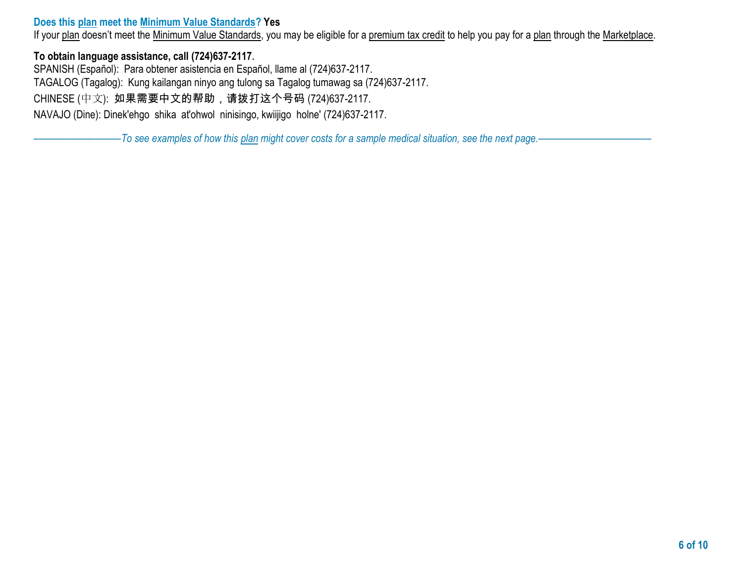**Does this plan meet the Minimum Value Standards? Yes**

If your plan doesn't meet the Minimum Value Standards, you may be eligible for a premium tax credit to help you pay for a plan through the Marketplace.

**To obtain language assistance, call (724)637-2117.**

SPANISH (Español): Para obtener asistencia en Español, llame al (724)637-2117.

TAGALOG (Tagalog): Kung kailangan ninyo ang tulong sa Tagalog tumawag sa (724)637-2117.

CHINESE (中文): 如果需要中文的帮助，请拨打这个号码 (724)637-2117.

NAVAJO (Dine): Dinek'ehgo shika at'ohwol ninisingo, kwiijigo holne' (724)637-2117.

*——————————To see examples of how this plan might cover costs for a sample medical situation, see the next page.——————————*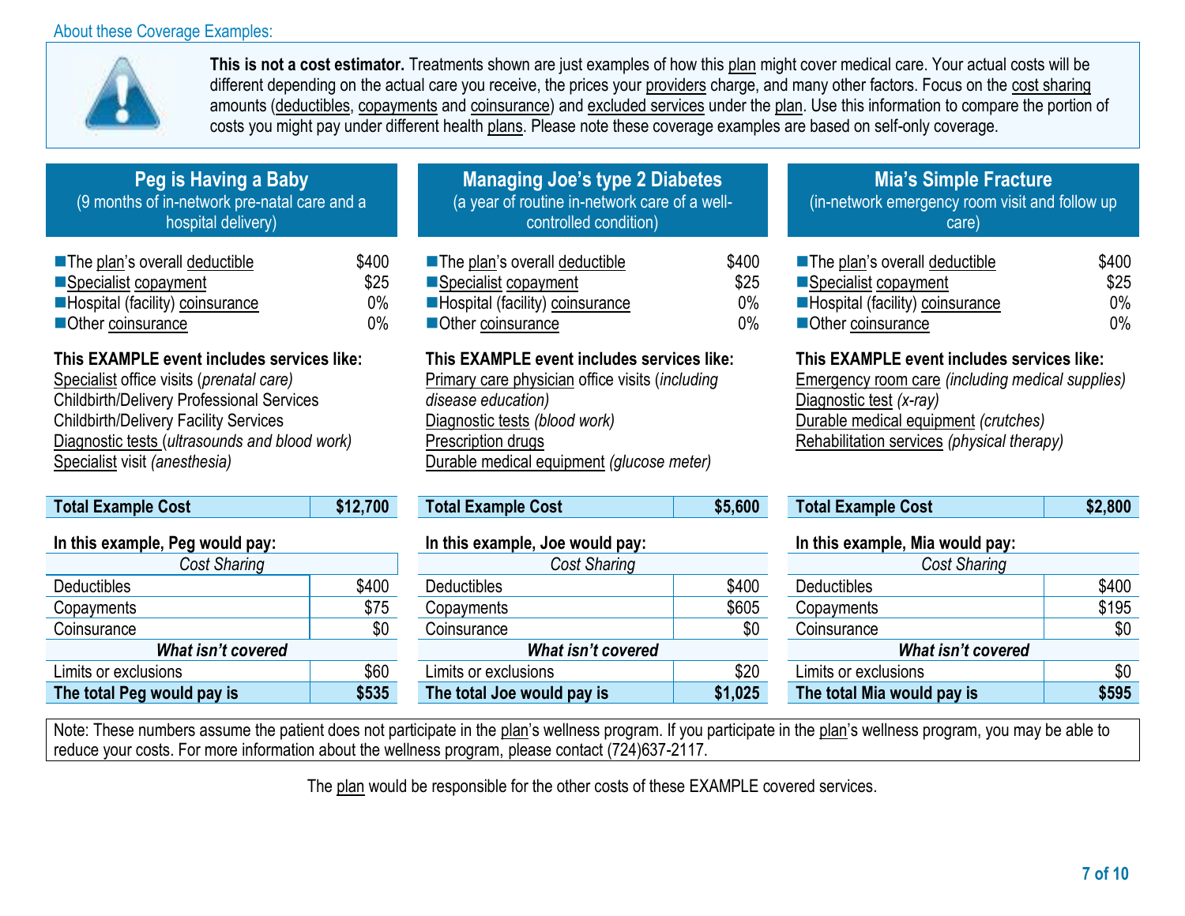About these Coverage Examples:

**This is not a cost estimator.** Treatments shown are just examples of how this plan might cover medical care. Your actual costs will be different depending on the actual care you receive, the prices your providers charge, and many other factors. Focus on the cost sharing amounts (deductibles, copayments and coinsurance) and excluded services under the plan. Use this information to compare the portion of costs you might pay under different health plans. Please note these coverage examples are based on self-only coverage.

## Peg is Having a Baby

(9 months of in-network pre-natal care and a hospital delivery)

- The plan's overall deductible: $400
- Specialist copayment: $25
- Hospital (facility) coinsurance: 0%
- Other coinsurance: 0%

**This EXAMPLE event includes services like:**

Specialist office visits (*prenatal care)*
Childbirth/Delivery Professional Services
Childbirth/Delivery Facility Services
Diagnostic tests (*ultrasounds and blood work)*
Specialist visit *(anesthesia)*

| **Total Example Cost** | **$12,700** |
|---|---|

**In this example, Peg would pay:**

| *Cost Sharing* | |
|---|---|
| Deductibles | $400 |
| Copayments | $75 |
| Coinsurance | $0 |
| ***What isn't covered*** | |
| Limits or exclusions | $60 |
| **The total Peg would pay is** | **$535** |

## Managing Joe's type 2 Diabetes

(a year of routine in-network care of a well-controlled condition)

- The plan's overall deductible: $400
- Specialist copayment: $25
- Hospital (facility) coinsurance: 0%
- Other coinsurance: 0%

**This EXAMPLE event includes services like:**

Primary care physician office visits (*including disease education)*
Diagnostic tests *(blood work)*
Prescription drugs
Durable medical equipment *(glucose meter)*

| **Total Example Cost** | **$5,600** |
|---|---|

**In this example, Joe would pay:**

| *Cost Sharing* | |
|---|---|
| Deductibles | $400 |
| Copayments | $605 |
| Coinsurance | $0 |
| ***What isn't covered*** | |
| Limits or exclusions | $20 |
| **The total Joe would pay is** | **$1,025** |

## Mia's Simple Fracture

(in-network emergency room visit and follow up care)

- The plan's overall deductible: $400
- Specialist copayment: $25
- Hospital (facility) coinsurance: 0%
- Other coinsurance: 0%

**This EXAMPLE event includes services like:**

Emergency room care *(including medical supplies)*
Diagnostic test *(x-ray)*
Durable medical equipment *(crutches)*
Rehabilitation services *(physical therapy)*

| **Total Example Cost** | **$2,800** |
|---|---|

**In this example, Mia would pay:**

| *Cost Sharing* | |
|---|---|
| Deductibles | $400 |
| Copayments | $195 |
| Coinsurance | $0 |
| ***What isn't covered*** | |
| Limits or exclusions | $0 |
| **The total Mia would pay is** | **$595** |

Note: These numbers assume the patient does not participate in the plan's wellness program. If you participate in the plan's wellness program, you may be able to reduce your costs. For more information about the wellness program, please contact (724)637-2117.

The plan would be responsible for the other costs of these EXAMPLE covered services.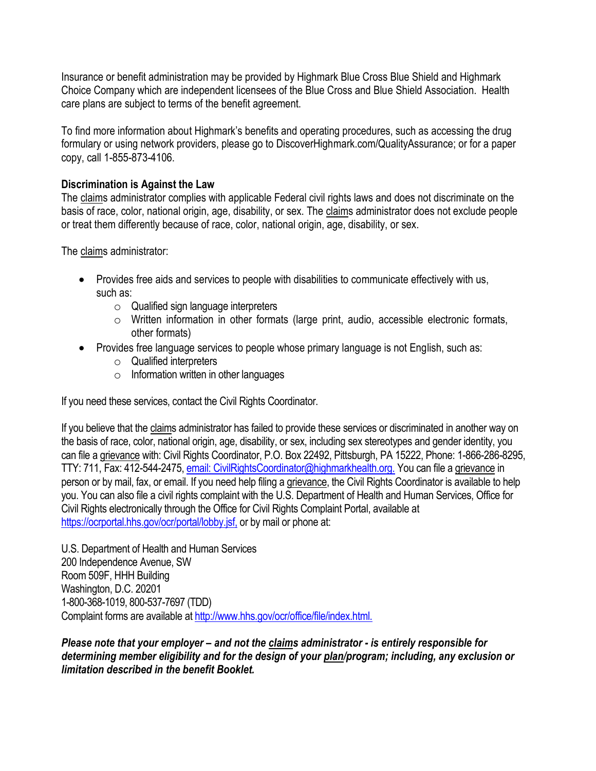Insurance or benefit administration may be provided by Highmark Blue Cross Blue Shield and Highmark Choice Company which are independent licensees of the Blue Cross and Blue Shield Association. Health care plans are subject to terms of the benefit agreement.

To find more information about Highmark's benefits and operating procedures, such as accessing the drug formulary or using network providers, please go to DiscoverHighmark.com/QualityAssurance; or for a paper copy, call 1-855-873-4106.

**Discrimination is Against the Law**

The claims administrator complies with applicable Federal civil rights laws and does not discriminate on the basis of race, color, national origin, age, disability, or sex. The claims administrator does not exclude people or treat them differently because of race, color, national origin, age, disability, or sex.

The claims administrator:

- Provides free aids and services to people with disabilities to communicate effectively with us, such as:
  - Qualified sign language interpreters
  - Written information in other formats (large print, audio, accessible electronic formats, other formats)
- Provides free language services to people whose primary language is not English, such as:
  - Qualified interpreters
  - Information written in other languages

If you need these services, contact the Civil Rights Coordinator.

If you believe that the claims administrator has failed to provide these services or discriminated in another way on the basis of race, color, national origin, age, disability, or sex, including sex stereotypes and gender identity, you can file a grievance with: Civil Rights Coordinator, P.O. Box 22492, Pittsburgh, PA 15222, Phone: 1-866-286-8295, TTY: 711, Fax: 412-544-2475, email: CivilRightsCoordinator@highmarkhealth.org. You can file a grievance in person or by mail, fax, or email. If you need help filing a grievance, the Civil Rights Coordinator is available to help you. You can also file a civil rights complaint with the U.S. Department of Health and Human Services, Office for Civil Rights electronically through the Office for Civil Rights Complaint Portal, available at https://ocrportal.hhs.gov/ocr/portal/lobby.jsf, or by mail or phone at:

U.S. Department of Health and Human Services
200 Independence Avenue, SW
Room 509F, HHH Building
Washington, D.C. 20201
1-800-368-1019, 800-537-7697 (TDD)
Complaint forms are available at http://www.hhs.gov/ocr/office/file/index.html.

***Please note that your employer – and not the claims administrator - is entirely responsible for determining member eligibility and for the design of your plan/program; including, any exclusion or limitation described in the benefit Booklet.***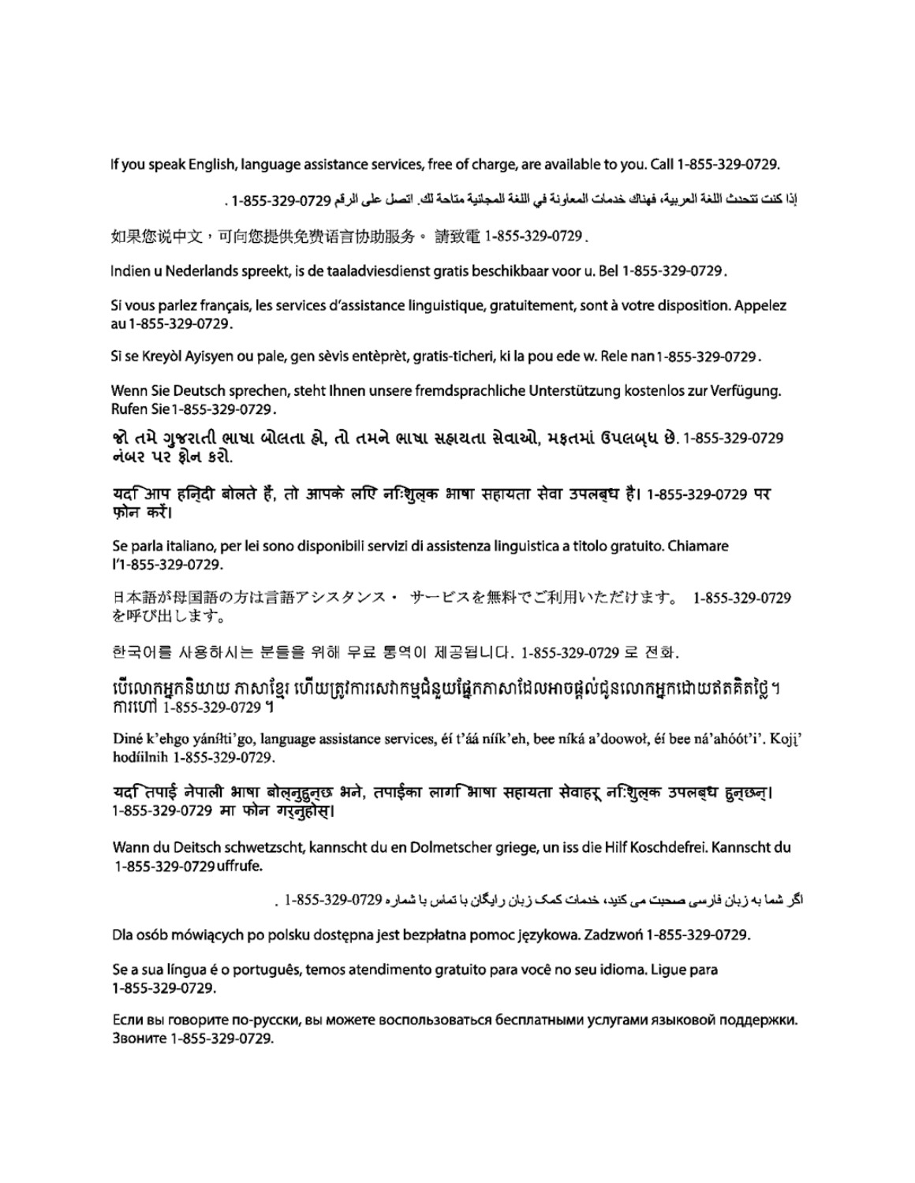If you speak English, language assistance services, free of charge, are available to you. Call 1-855-329-0729.

إذا كنت تتحدث اللغة العربية، فهناك خدمات المعاونة في اللغة المجانية متاحة لك. اتصل على الرقم 1-855-329-0729 .

如果您说中文，可向您提供免费语言协助服务。 請致電 1-855-329-0729 .

Indien u Nederlands spreekt, is de taaladviesdienst gratis beschikbaar voor u. Bel 1-855-329-0729.

Si vous parlez français, les services d'assistance linguistique, gratuitement, sont à votre disposition. Appelez au 1-855-329-0729.

Si se Kreyòl Ayisyen ou pale, gen sèvis entèprèt, gratis-ticheri, ki la pou ede w. Rele nan 1-855-329-0729.

Wenn Sie Deutsch sprechen, steht Ihnen unsere fremdsprachliche Unterstützung kostenlos zur Verfügung. Rufen Sie 1-855-329-0729.

જો તમે ગુજરાતી ભાષા બોલતા હો, તો તમને ભાષા સહાયતા સેવાઓ, મફતમાં ઉપલબ્ધ છે. 1-855-329-0729 નંબર પર ફોન કરો.

यदि आप हिन्दी बोलते हैं, तो आपके लिए निःशुल्क भाषा सहायता सेवा उपलब्ध है। 1-855-329-0729 पर फ़ोन करें।

Se parla italiano, per lei sono disponibili servizi di assistenza linguistica a titolo gratuito. Chiamare l'1-855-329-0729.

日本語が母国語の方は言語アシスタンス・ サービスを無料でご利用いただけます。 1-855-329-0729 を呼び出します。

한국어를 사용하시는 분들을 위해 무료 통역이 제공됩니다. 1-855-329-0729 로 전화.

បើលោកអ្នកនិយាយ ភាសាខ្មែរ ហើយត្រូវការសេវាកម្មជំនួយផ្នែកភាសាដែលអាចផ្តល់ជូនលោកអ្នកដោយឥតគិតថ្លៃ។ ការហៅ 1-855-329-0729 ។

Diné k'ehgo yáníłti'go, language assistance services, éí t'áá níík'eh, bee níká a'doowoł, éí bee ná'ahóót'i'. Kojį' hodíílnih 1-855-329-0729.

यदि तपाई नेपाली भाषा बोल्नुहुन्छ भने, तपाईंका लागि भाषा सहायता सेवाहरू निःशुल्क उपलब्ध हुन्छन्। 1-855-329-0729 मा फोन गर्नुहोस्।

Wann du Deitsch schwetzscht, kannscht du en Dolmetscher griege, un iss die Hilf Koschdefrei. Kannscht du 1-855-329-0729 uffrufe.

اگر شما به زبان فارسی صحبت می کنید، خدمات کمک زبان رایگان با تماس با شماره 1-855-329-0729 .

Dla osób mówiących po polsku dostępna jest bezpłatna pomoc językowa. Zadzwoń 1-855-329-0729.

Se a sua língua é o português, temos atendimento gratuito para você no seu idioma. Ligue para 1-855-329-0729.

Если вы говорите по-русски, вы можете воспользоваться бесплатными услугами языковой поддержки. Звоните 1-855-329-0729.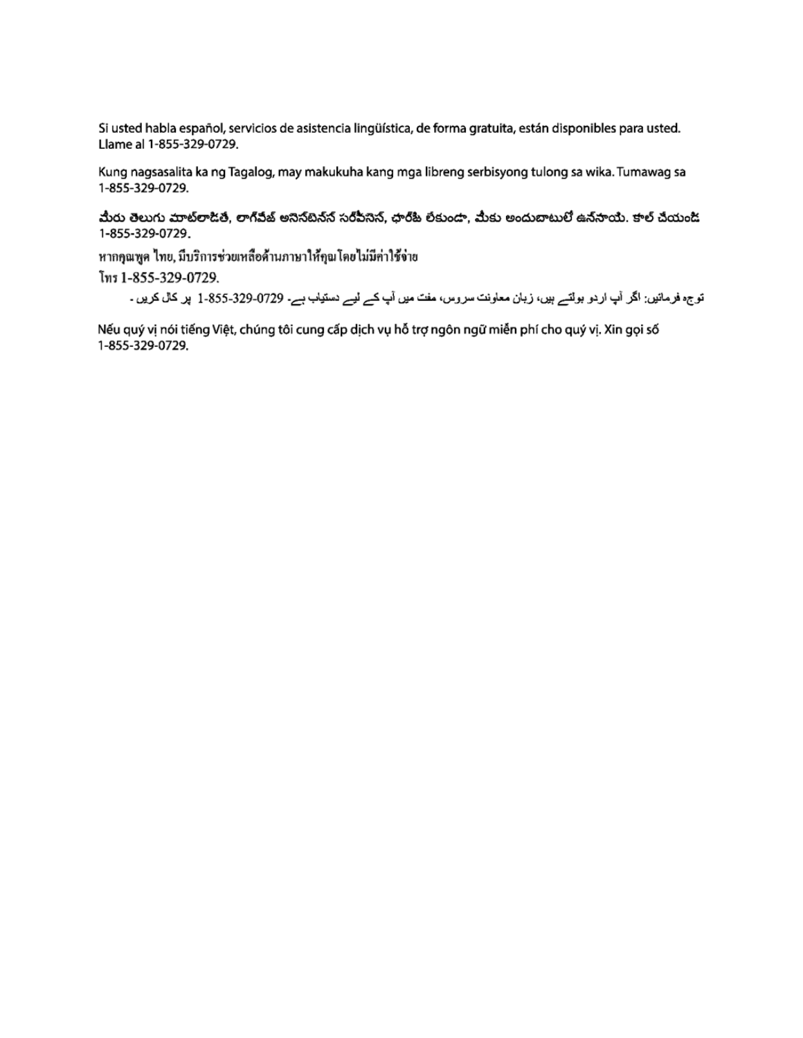Si usted habla español, servicios de asistencia lingüística, de forma gratuita, están disponibles para usted. Llame al 1-855-329-0729.

Kung nagsasalita ka ng Tagalog, may makukuha kang mga libreng serbisyong tulong sa wika. Tumawag sa 1-855-329-0729.

మీరు తెలుగు మాట్లాడితే, లాంగ్వేజ్ అసిస్టెన్స్ సర్వీసెస్, ఛార్జి లేకుండా, మీకు అందుబాటులో ఉన్నాయి. కాల్ చేయండి 1-855-329-0729.

หากคุณพูด ไทย, มีบริการช่วยเหลือด้านภาษาให้คุณโดยไม่มีค่าใช้จ่าย
โทร 1-855-329-0729.

توجہ فرمائیں: اگر آپ اردو بولتے ہیں، زبان معاونت سروس، مفت میں آپ کے لیے دستیاب ہے۔ 1-855-329-0729 پر کال کریں ۔

Nếu quý vị nói tiếng Việt, chúng tôi cung cấp dịch vụ hỗ trợ ngôn ngữ miễn phí cho quý vị. Xin gọi số 1-855-329-0729.